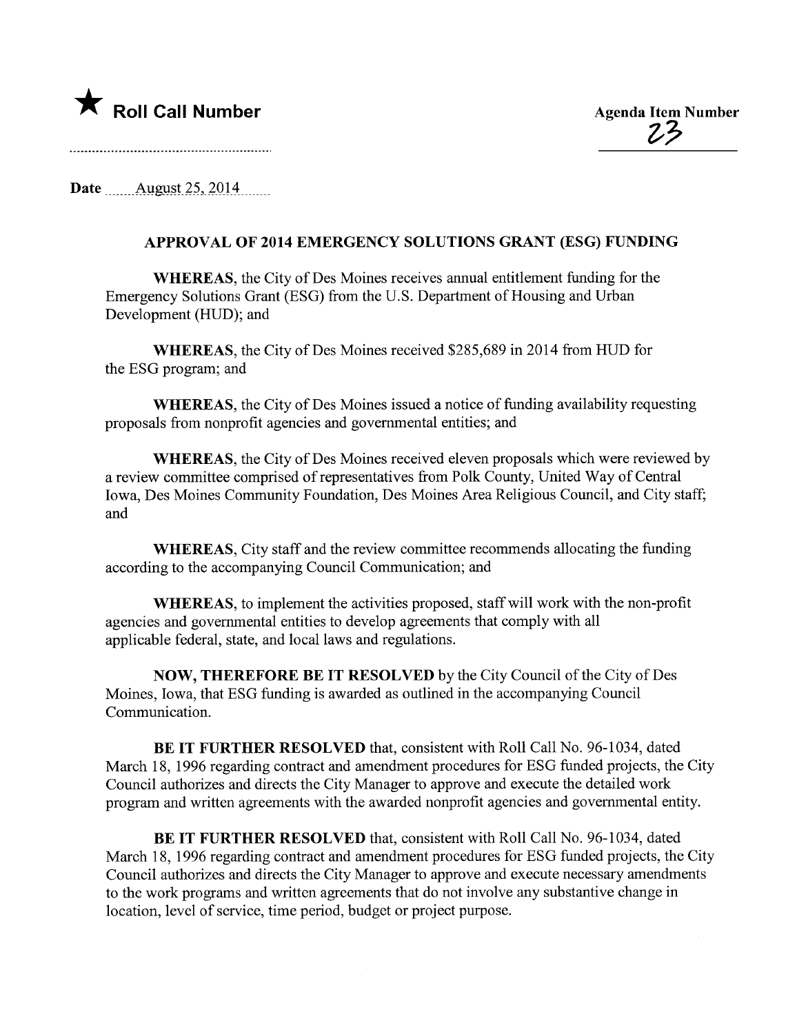★ **Roll Call Number**

**Agenda Item Number**
23

**Date** August 25, 2014

## APPROVAL OF 2014 EMERGENCY SOLUTIONS GRANT (ESG) FUNDING

**WHEREAS**, the City of Des Moines receives annual entitlement funding for the Emergency Solutions Grant (ESG) from the U.S. Department of Housing and Urban Development (HUD); and

**WHEREAS**, the City of Des Moines received $285,689 in 2014 from HUD for the ESG program; and

**WHEREAS**, the City of Des Moines issued a notice of funding availability requesting proposals from nonprofit agencies and governmental entities; and

**WHEREAS**, the City of Des Moines received eleven proposals which were reviewed by a review committee comprised of representatives from Polk County, United Way of Central Iowa, Des Moines Community Foundation, Des Moines Area Religious Council, and City staff; and

**WHEREAS**, City staff and the review committee recommends allocating the funding according to the accompanying Council Communication; and

**WHEREAS**, to implement the activities proposed, staff will work with the non-profit agencies and governmental entities to develop agreements that comply with all applicable federal, state, and local laws and regulations.

**NOW, THEREFORE BE IT RESOLVED** by the City Council of the City of Des Moines, Iowa, that ESG funding is awarded as outlined in the accompanying Council Communication.

**BE IT FURTHER RESOLVED** that, consistent with Roll Call No. 96-1034, dated March 18, 1996 regarding contract and amendment procedures for ESG funded projects, the City Council authorizes and directs the City Manager to approve and execute the detailed work program and written agreements with the awarded nonprofit agencies and governmental entity.

**BE IT FURTHER RESOLVED** that, consistent with Roll Call No. 96-1034, dated March 18, 1996 regarding contract and amendment procedures for ESG funded projects, the City Council authorizes and directs the City Manager to approve and execute necessary amendments to the work programs and written agreements that do not involve any substantive change in location, level of service, time period, budget or project purpose.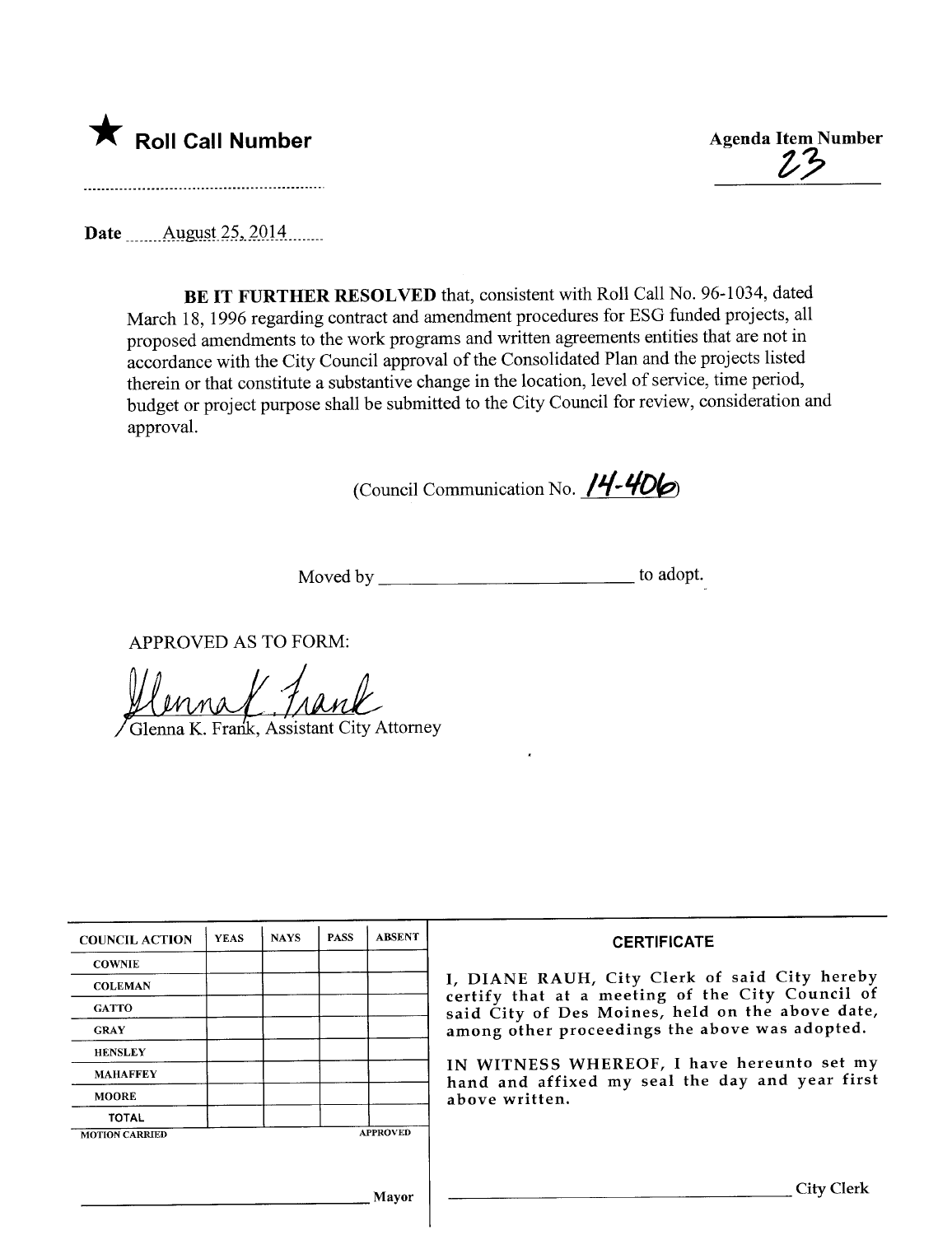★ **Roll Call Number**

..........................................................

**Agenda Item Number**

23

**Date** August 25, 2014

**BE IT FURTHER RESOLVED** that, consistent with Roll Call No. 96-1034, dated March 18, 1996 regarding contract and amendment procedures for ESG funded projects, all proposed amendments to the work programs and written agreements entities that are not in accordance with the City Council approval of the Consolidated Plan and the projects listed therein or that constitute a substantive change in the location, level of service, time period, budget or project purpose shall be submitted to the City Council for review, consideration and approval.

(Council Communication No. 14-406)

Moved by ___________________________ to adopt.

APPROVED AS TO FORM:

Glenna K. Frank, Assistant City Attorney

| COUNCIL ACTION | YEAS | NAYS | PASS | ABSENT |
|---|---|---|---|---|
| COWNIE | | | | |
| COLEMAN | | | | |
| GATTO | | | | |
| GRAY | | | | |
| HENSLEY | | | | |
| MAHAFFEY | | | | |
| MOORE | | | | |
| TOTAL | | | | |

MOTION CARRIED APPROVED

___________________________ Mayor

**CERTIFICATE**

I, DIANE RAUH, City Clerk of said City hereby certify that at a meeting of the City Council of said City of Des Moines, held on the above date, among other proceedings the above was adopted.

IN WITNESS WHEREOF, I have hereunto set my hand and affixed my seal the day and year first above written.

___________________________ City Clerk